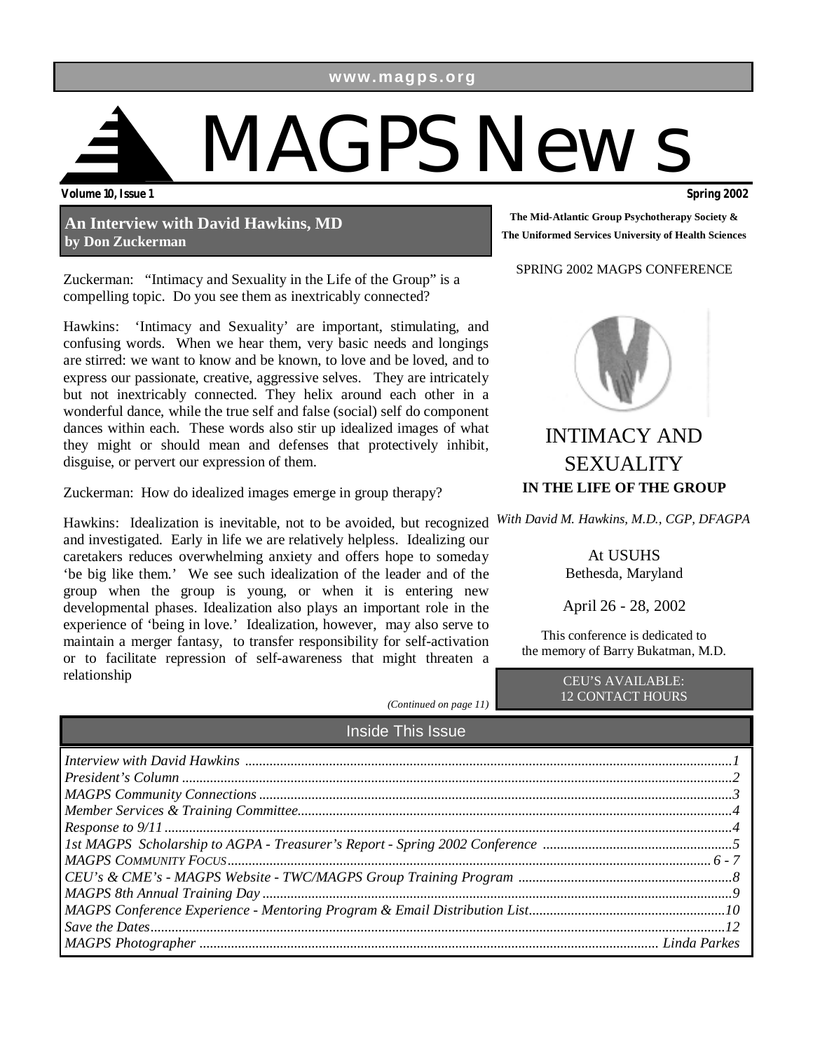www.magps.org

# MAGPS News

**Volume 10, Issue 1** **Spring 2002**

## An Interview with David Hawkins, MD
**by Don Zuckerman**

Zuckerman: "Intimacy and Sexuality in the Life of the Group" is a compelling topic. Do you see them as inextricably connected?

Hawkins: 'Intimacy and Sexuality' are important, stimulating, and confusing words. When we hear them, very basic needs and longings are stirred: we want to know and be known, to love and be loved, and to express our passionate, creative, aggressive selves. They are intricately but not inextricably connected. They helix around each other in a wonderful dance, while the true self and false (social) self do component dances within each. These words also stir up idealized images of what they might or should mean and defenses that protectively inhibit, disguise, or pervert our expression of them.

Zuckerman: How do idealized images emerge in group therapy?

Hawkins: Idealization is inevitable, not to be avoided, but recognized and investigated. Early in life we are relatively helpless. Idealizing our caretakers reduces overwhelming anxiety and offers hope to someday 'be big like them.' We see such idealization of the leader and of the group when the group is young, or when it is entering new developmental phases. Idealization also plays an important role in the experience of 'being in love.' Idealization, however, may also serve to maintain a merger fantasy, to transfer responsibility for self-activation or to facilitate repression of self-awareness that might threaten a relationship

*(Continued on page 11)*

**The Mid-Atlantic Group Psychotherapy Society &**
**The Uniformed Services University of Health Sciences**

SPRING 2002 MAGPS CONFERENCE

## INTIMACY AND SEXUALITY
**IN THE LIFE OF THE GROUP**

*With David M. Hawkins, M.D., CGP, DFAGPA*

At USUHS
Bethesda, Maryland

April 26 - 28, 2002

This conference is dedicated to the memory of Barry Bukatman, M.D.

CEU'S AVAILABLE:
12 CONTACT HOURS

## Inside This Issue

| | |
|---|---|
| *Interview with David Hawkins* | *1* |
| *President's Column* | *2* |
| *MAGPS Community Connections* | *3* |
| *Member Services & Training Committee* | *4* |
| *Response to 9/11* | *4* |
| *1st MAGPS Scholarship to AGPA - Treasurer's Report - Spring 2002 Conference* | *5* |
| *MAGPS Community Focus* | *6 - 7* |
| *CEU's & CME's - MAGPS Website - TWC/MAGPS Group Training Program* | *8* |
| *MAGPS 8th Annual Training Day* | *9* |
| *MAGPS Conference Experience - Mentoring Program & Email Distribution List* | *10* |
| *Save the Dates* | *12* |
| *MAGPS Photographer* | *Linda Parkes* |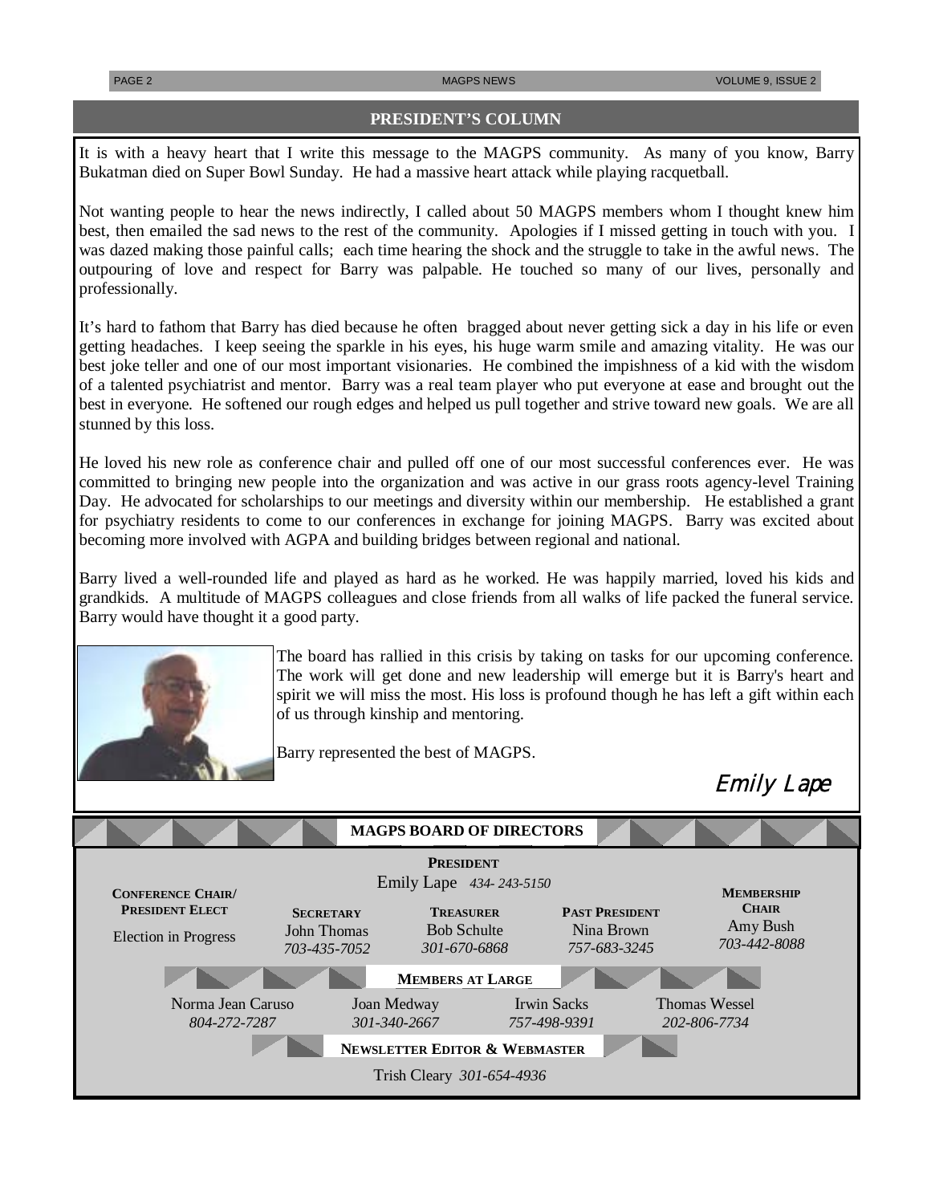## PRESIDENT'S COLUMN

It is with a heavy heart that I write this message to the MAGPS community. As many of you know, Barry Bukatman died on Super Bowl Sunday. He had a massive heart attack while playing racquetball.

Not wanting people to hear the news indirectly, I called about 50 MAGPS members whom I thought knew him best, then emailed the sad news to the rest of the community. Apologies if I missed getting in touch with you. I was dazed making those painful calls; each time hearing the shock and the struggle to take in the awful news. The outpouring of love and respect for Barry was palpable. He touched so many of our lives, personally and professionally.

It's hard to fathom that Barry has died because he often bragged about never getting sick a day in his life or even getting headaches. I keep seeing the sparkle in his eyes, his huge warm smile and amazing vitality. He was our best joke teller and one of our most important visionaries. He combined the impishness of a kid with the wisdom of a talented psychiatrist and mentor. Barry was a real team player who put everyone at ease and brought out the best in everyone. He softened our rough edges and helped us pull together and strive toward new goals. We are all stunned by this loss.

He loved his new role as conference chair and pulled off one of our most successful conferences ever. He was committed to bringing new people into the organization and was active in our grass roots agency-level Training Day. He advocated for scholarships to our meetings and diversity within our membership. He established a grant for psychiatry residents to come to our conferences in exchange for joining MAGPS. Barry was excited about becoming more involved with AGPA and building bridges between regional and national.

Barry lived a well-rounded life and played as hard as he worked. He was happily married, loved his kids and grandkids. A multitude of MAGPS colleagues and close friends from all walks of life packed the funeral service. Barry would have thought it a good party.

The board has rallied in this crisis by taking on tasks for our upcoming conference. The work will get done and new leadership will emerge but it is Barry's heart and spirit we will miss the most. His loss is profound though he has left a gift within each of us through kinship and mentoring.

Barry represented the best of MAGPS.

*Emily Lape*

## MAGPS BOARD OF DIRECTORS

**PRESIDENT**
Emily Lape *434- 243-5150*

**CONFERENCE CHAIR/ PRESIDENT ELECT**
Election in Progress

**SECRETARY**
John Thomas
*703-435-7052*

**TREASURER**
Bob Schulte
*301-670-6868*

**PAST PRESIDENT**
Nina Brown
*757-683-3245*

**MEMBERSHIP CHAIR**
Amy Bush
*703-442-8088*

**MEMBERS AT LARGE**

Norma Jean Caruso *804-272-7287*

Joan Medway *301-340-2667*

Irwin Sacks *757-498-9391*

Thomas Wessel *202-806-7734*

**NEWSLETTER EDITOR & WEBMASTER**

Trish Cleary *301-654-4936*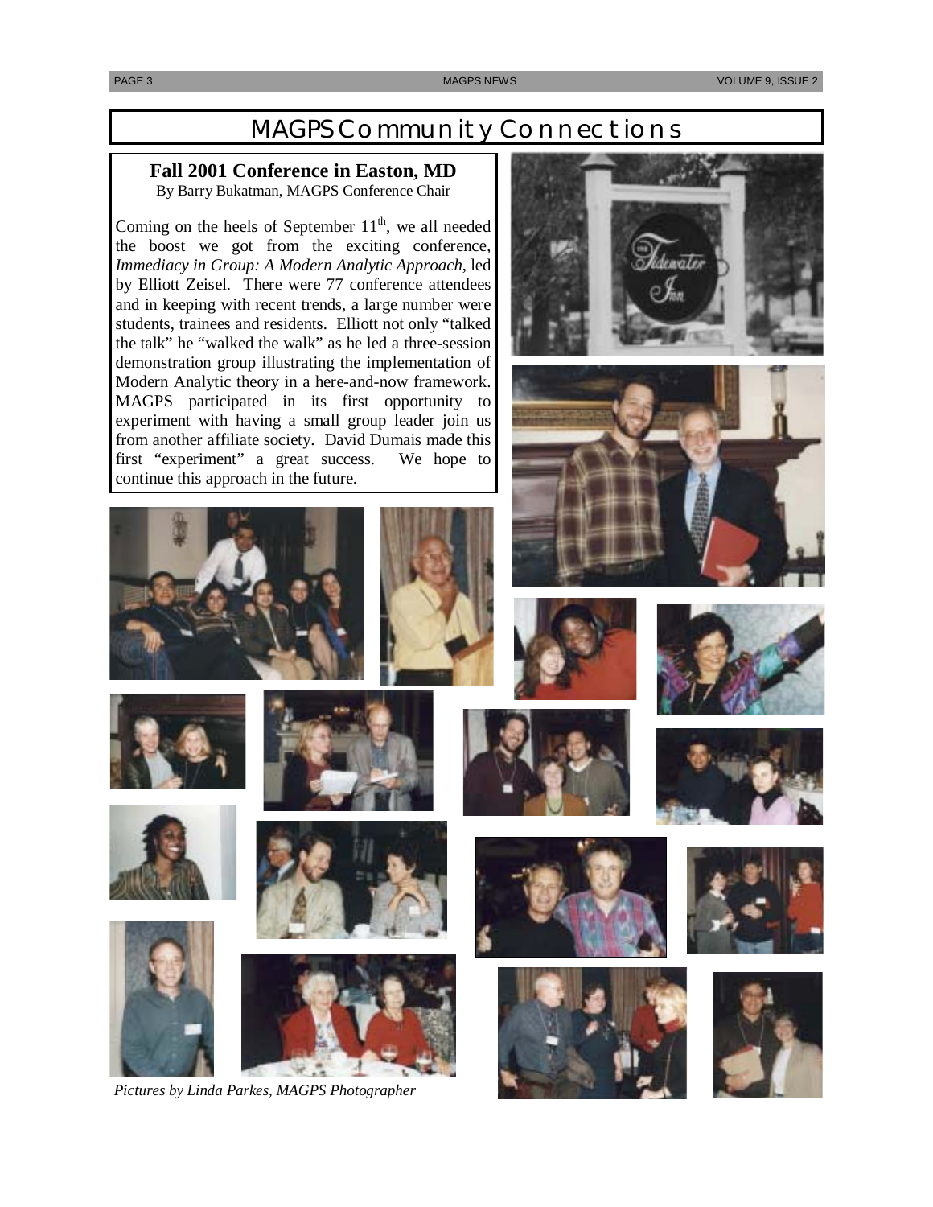# MAGPS Community Connections

## Fall 2001 Conference in Easton, MD

By Barry Bukatman, MAGPS Conference Chair

Coming on the heels of September 11th, we all needed the boost we got from the exciting conference, *Immediacy in Group: A Modern Analytic Approach*, led by Elliott Zeisel. There were 77 conference attendees and in keeping with recent trends, a large number were students, trainees and residents. Elliott not only "talked the talk" he "walked the walk" as he led a three-session demonstration group illustrating the implementation of Modern Analytic theory in a here-and-now framework. MAGPS participated in its first opportunity to experiment with having a small group leader join us from another affiliate society. David Dumais made this first "experiment" a great success. We hope to continue this approach in the future.

*Pictures by Linda Parkes, MAGPS Photographer*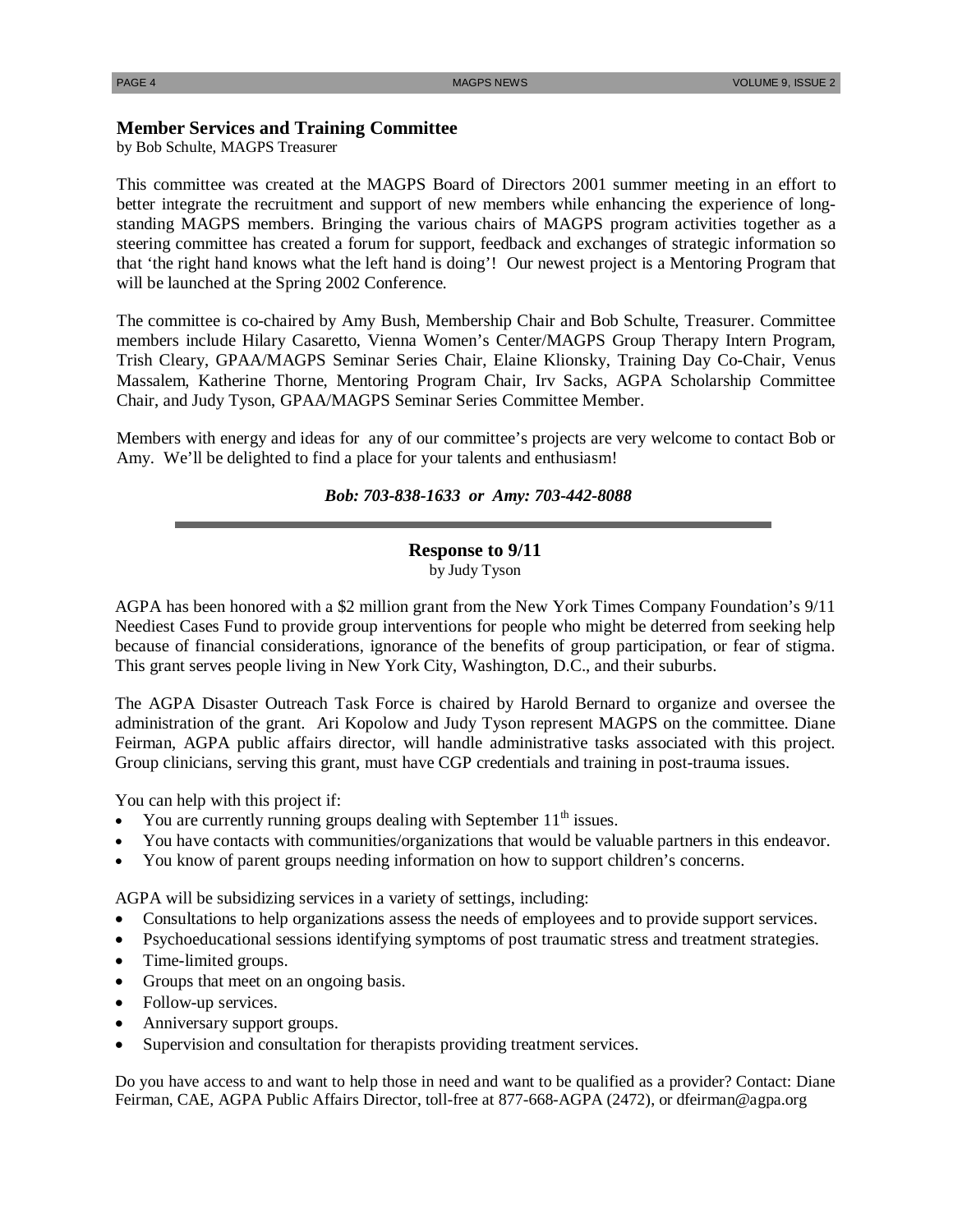## Member Services and Training Committee

by Bob Schulte, MAGPS Treasurer

This committee was created at the MAGPS Board of Directors 2001 summer meeting in an effort to better integrate the recruitment and support of new members while enhancing the experience of long-standing MAGPS members. Bringing the various chairs of MAGPS program activities together as a steering committee has created a forum for support, feedback and exchanges of strategic information so that 'the right hand knows what the left hand is doing'! Our newest project is a Mentoring Program that will be launched at the Spring 2002 Conference.

The committee is co-chaired by Amy Bush, Membership Chair and Bob Schulte, Treasurer. Committee members include Hilary Casaretto, Vienna Women's Center/MAGPS Group Therapy Intern Program, Trish Cleary, GPAA/MAGPS Seminar Series Chair, Elaine Klionsky, Training Day Co-Chair, Venus Massalem, Katherine Thorne, Mentoring Program Chair, Irv Sacks, AGPA Scholarship Committee Chair, and Judy Tyson, GPAA/MAGPS Seminar Series Committee Member.

Members with energy and ideas for any of our committee's projects are very welcome to contact Bob or Amy. We'll be delighted to find a place for your talents and enthusiasm!

***Bob: 703-838-1633 or Amy: 703-442-8088***

---

## Response to 9/11

by Judy Tyson

AGPA has been honored with a $2 million grant from the New York Times Company Foundation's 9/11 Neediest Cases Fund to provide group interventions for people who might be deterred from seeking help because of financial considerations, ignorance of the benefits of group participation, or fear of stigma. This grant serves people living in New York City, Washington, D.C., and their suburbs.

The AGPA Disaster Outreach Task Force is chaired by Harold Bernard to organize and oversee the administration of the grant. Ari Kopolow and Judy Tyson represent MAGPS on the committee. Diane Feirman, AGPA public affairs director, will handle administrative tasks associated with this project. Group clinicians, serving this grant, must have CGP credentials and training in post-trauma issues.

You can help with this project if:

- You are currently running groups dealing with September 11th issues.
- You have contacts with communities/organizations that would be valuable partners in this endeavor.
- You know of parent groups needing information on how to support children's concerns.

AGPA will be subsidizing services in a variety of settings, including:

- Consultations to help organizations assess the needs of employees and to provide support services.
- Psychoeducational sessions identifying symptoms of post traumatic stress and treatment strategies.
- Time-limited groups.
- Groups that meet on an ongoing basis.
- Follow-up services.
- Anniversary support groups.
- Supervision and consultation for therapists providing treatment services.

Do you have access to and want to help those in need and want to be qualified as a provider? Contact: Diane Feirman, CAE, AGPA Public Affairs Director, toll-free at 877-668-AGPA (2472), or dfeirman@agpa.org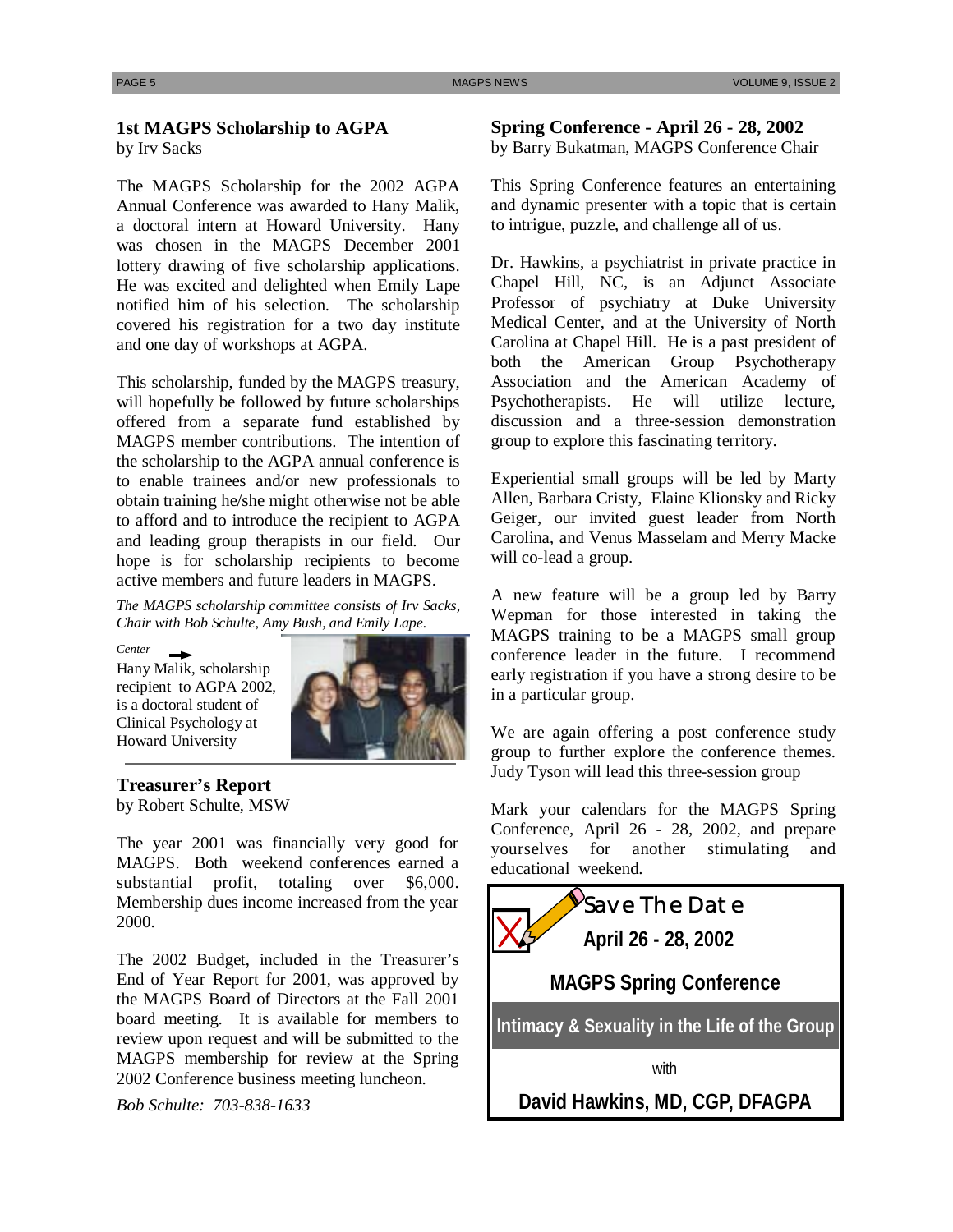## 1st MAGPS Scholarship to AGPA

by Irv Sacks

The MAGPS Scholarship for the 2002 AGPA Annual Conference was awarded to Hany Malik, a doctoral intern at Howard University. Hany was chosen in the MAGPS December 2001 lottery drawing of five scholarship applications. He was excited and delighted when Emily Lape notified him of his selection. The scholarship covered his registration for a two day institute and one day of workshops at AGPA.

This scholarship, funded by the MAGPS treasury, will hopefully be followed by future scholarships offered from a separate fund established by MAGPS member contributions. The intention of the scholarship to the AGPA annual conference is to enable trainees and/or new professionals to obtain training he/she might otherwise not be able to afford and to introduce the recipient to AGPA and leading group therapists in our field. Our hope is for scholarship recipients to become active members and future leaders in MAGPS.

*The MAGPS scholarship committee consists of Irv Sacks, Chair with Bob Schulte, Amy Bush, and Emily Lape.*

*Center* →
Hany Malik, scholarship recipient to AGPA 2002, is a doctoral student of Clinical Psychology at Howard University

## Treasurer's Report

by Robert Schulte, MSW

The year 2001 was financially very good for MAGPS. Both weekend conferences earned a substantial profit, totaling over $6,000. Membership dues income increased from the year 2000.

The 2002 Budget, included in the Treasurer's End of Year Report for 2001, was approved by the MAGPS Board of Directors at the Fall 2001 board meeting. It is available for members to review upon request and will be submitted to the MAGPS membership for review at the Spring 2002 Conference business meeting luncheon.

*Bob Schulte: 703-838-1633*

## Spring Conference - April 26 - 28, 2002

by Barry Bukatman, MAGPS Conference Chair

This Spring Conference features an entertaining and dynamic presenter with a topic that is certain to intrigue, puzzle, and challenge all of us.

Dr. Hawkins, a psychiatrist in private practice in Chapel Hill, NC, is an Adjunct Associate Professor of psychiatry at Duke University Medical Center, and at the University of North Carolina at Chapel Hill. He is a past president of both the American Group Psychotherapy Association and the American Academy of Psychotherapists. He will utilize lecture, discussion and a three-session demonstration group to explore this fascinating territory.

Experiential small groups will be led by Marty Allen, Barbara Cristy, Elaine Klionsky and Ricky Geiger, our invited guest leader from North Carolina, and Venus Masselam and Merry Macke will co-lead a group.

A new feature will be a group led by Barry Wepman for those interested in taking the MAGPS training to be a MAGPS small group conference leader in the future. I recommend early registration if you have a strong desire to be in a particular group.

We are again offering a post conference study group to further explore the conference themes. Judy Tyson will lead this three-session group

Mark your calendars for the MAGPS Spring Conference, April 26 - 28, 2002, and prepare yourselves for another stimulating and educational weekend.

**Save The Date**

**April 26 - 28, 2002**

**MAGPS Spring Conference**

**Intimacy & Sexuality in the Life of the Group**

with

**David Hawkins, MD, CGP, DFAGPA**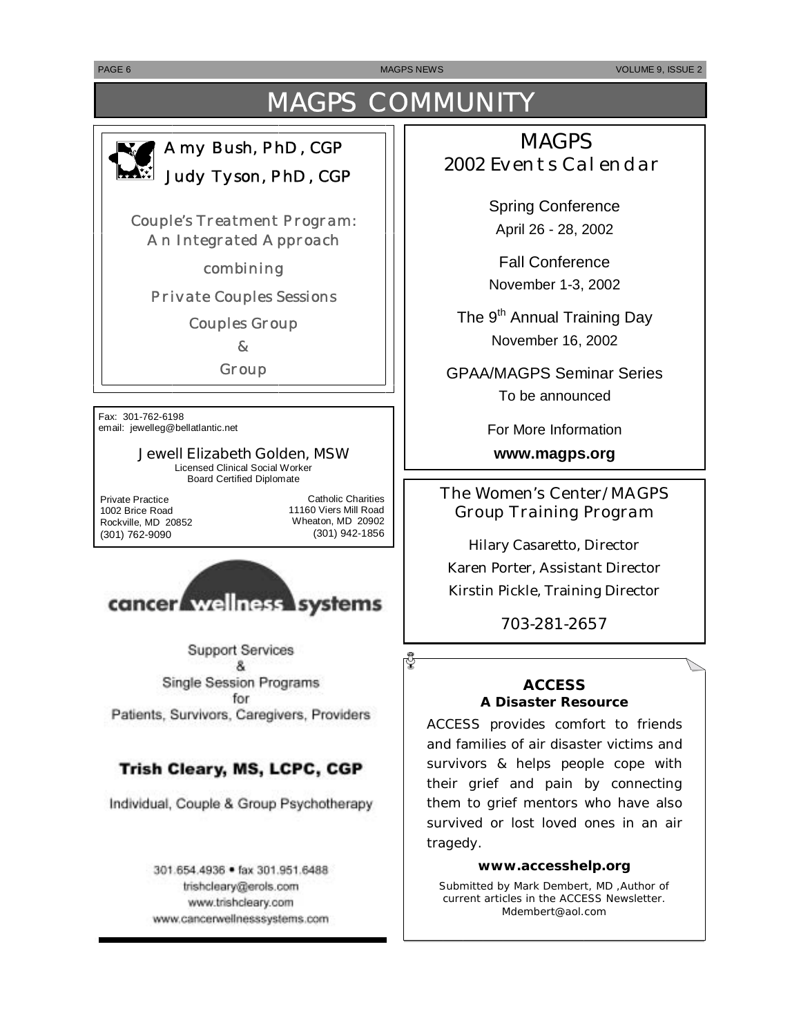# MAGPS COMMUNITY

**Amy Bush, PhD, CGP**

**Judy Tyson, PhD, CGP**

Couple's Treatment Program: An Integrated Approach

combining

Private Couples Sessions

Couples Group

&

Group

---

Fax: 301-762-6198
email: jewelleg@bellatlantic.net

**Jewell Elizabeth Golden, MSW**
Licensed Clinical Social Worker
Board Certified Diplomate

Private Practice
1002 Brice Road
Rockville, MD 20852
(301) 762-9090

Catholic Charities
11160 Viers Mill Road
Wheaton, MD 20902
(301) 942-1856

---

**cancer wellness systems**

Support Services
&
Single Session Programs
for
Patients, Survivors, Caregivers, Providers

**Trish Cleary, MS, LCPC, CGP**

Individual, Couple & Group Psychotherapy

301.654.4936 • fax 301.951.6488
trishcleary@erols.com
www.trishcleary.com
www.cancerwellnesssystems.com

---

## MAGPS 2002 Events Calendar

Spring Conference
April 26 - 28, 2002

Fall Conference
November 1-3, 2002

The 9th Annual Training Day
November 16, 2002

GPAA/MAGPS Seminar Series
To be announced

For More Information
**www.magps.org**

---

## The Women's Center/MAGPS Group Training Program

Hilary Casaretto, Director
Karen Porter, Assistant Director
Kirstin Pickle, Training Director

703-281-2657

---

**ACCESS**
**A Disaster Resource**

ACCESS provides comfort to friends and families of air disaster victims and survivors & helps people cope with their grief and pain by connecting them to grief mentors who have also survived or lost loved ones in an air tragedy.

**www.accesshelp.org**

Submitted by Mark Dembert, MD ,Author of current articles in the ACCESS Newsletter. Mdembert@aol.com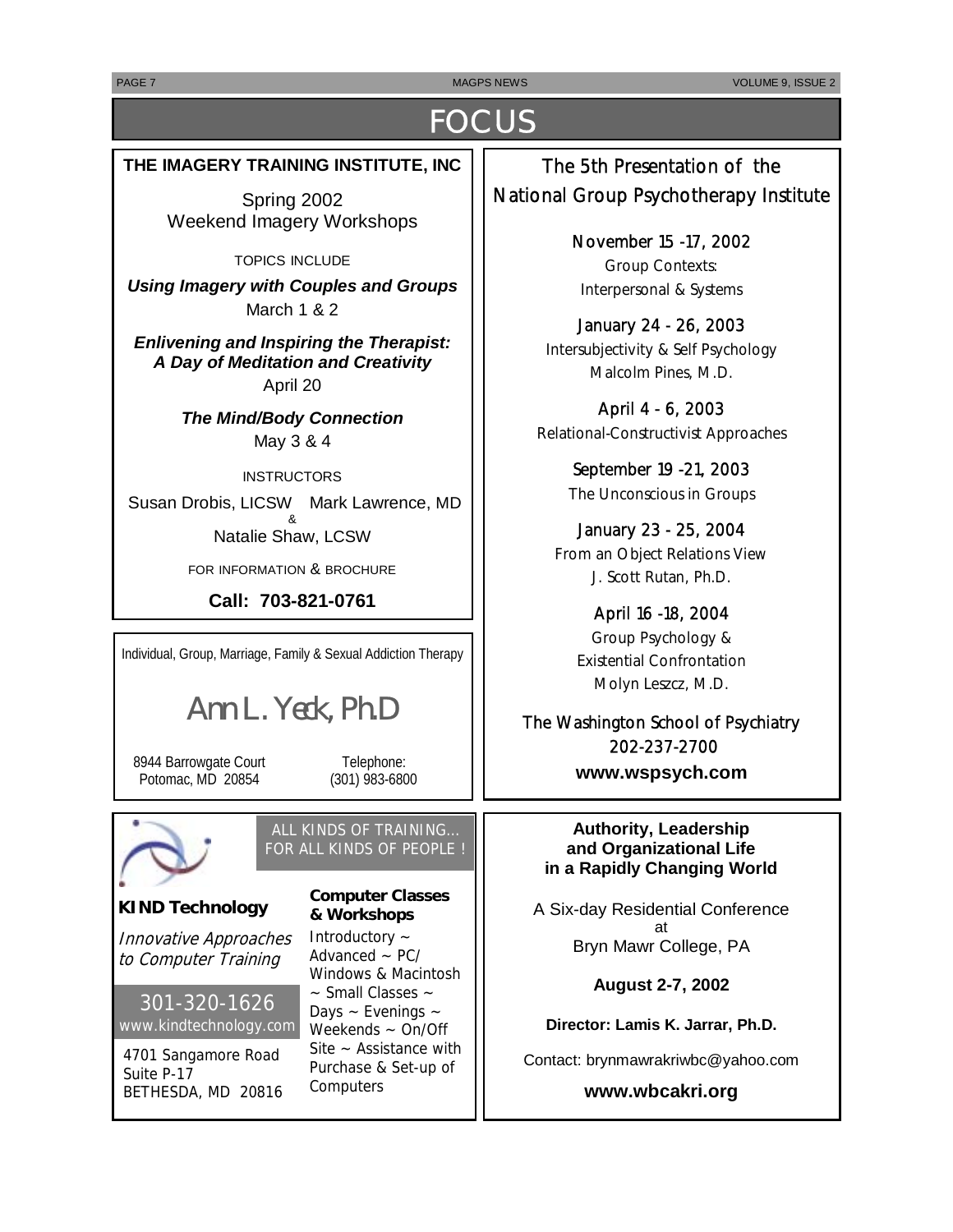# FOCUS

## THE IMAGERY TRAINING INSTITUTE, INC

Spring 2002
Weekend Imagery Workshops

TOPICS INCLUDE

***Using Imagery with Couples and Groups***
March 1 & 2

***Enlivening and Inspiring the Therapist: A Day of Meditation and Creativity***
April 20

***The Mind/Body Connection***
May 3 & 4

INSTRUCTORS

Susan Drobis, LICSW & Mark Lawrence, MD
Natalie Shaw, LCSW

FOR INFORMATION & BROCHURE

**Call: 703-821-0761**

---

Individual, Group, Marriage, Family & Sexual Addiction Therapy

## Ann L. Yeck, Ph.D

8944 Barrowgate Court
Potomac, MD 20854

Telephone:
(301) 983-6800

---

ALL KINDS OF TRAINING... FOR ALL KINDS OF PEOPLE !

**KIND Technology**

*Innovative Approaches to Computer Training*

301-320-1626
www.kindtechnology.com

4701 Sangamore Road
Suite P-17
BETHESDA, MD 20816

**Computer Classes & Workshops**

Introductory ~ Advanced ~ PC/ Windows & Macintosh ~ Small Classes ~ Days ~ Evenings ~ Weekends ~ On/Off Site ~ Assistance with Purchase & Set-up of Computers

---

## The 5th Presentation of the National Group Psychotherapy Institute

**November 15 -17, 2002**
Group Contexts:
Interpersonal & Systems

**January 24 - 26, 2003**
Intersubjectivity & Self Psychology
Malcolm Pines, M.D.

**April 4 - 6, 2003**
Relational-Constructivist Approaches

**September 19 -21, 2003**
The Unconscious in Groups

**January 23 - 25, 2004**
From an Object Relations View
J. Scott Rutan, Ph.D.

**April 16 -18, 2004**
Group Psychology &
Existential Confrontation
Molyn Leszcz, M.D.

The Washington School of Psychiatry
202-237-2700
**www.wspsych.com**

---

**Authority, Leadership and Organizational Life in a Rapidly Changing World**

A Six-day Residential Conference
at
Bryn Mawr College, PA

**August 2-7, 2002**

**Director: Lamis K. Jarrar, Ph.D.**

Contact: brynmawrakriwbc@yahoo.com

**www.wbcakri.org**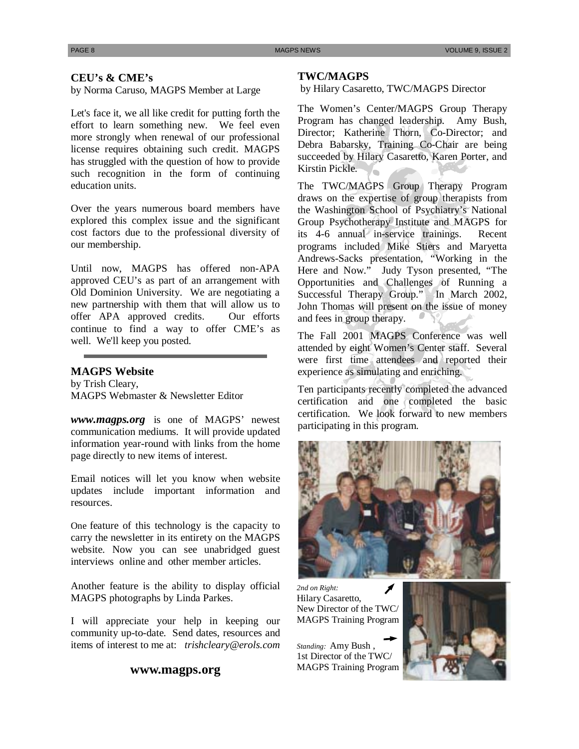## CEU's & CME's

by Norma Caruso, MAGPS Member at Large

Let's face it, we all like credit for putting forth the effort to learn something new. We feel even more strongly when renewal of our professional license requires obtaining such credit. MAGPS has struggled with the question of how to provide such recognition in the form of continuing education units.

Over the years numerous board members have explored this complex issue and the significant cost factors due to the professional diversity of our membership.

Until now, MAGPS has offered non-APA approved CEU's as part of an arrangement with Old Dominion University. We are negotiating a new partnership with them that will allow us to offer APA approved credits. Our efforts continue to find a way to offer CME's as well. We'll keep you posted.

## MAGPS Website

by Trish Cleary,
MAGPS Webmaster & Newsletter Editor

***www.magps.org*** is one of MAGPS' newest communication mediums. It will provide updated information year-round with links from the home page directly to new items of interest.

Email notices will let you know when website updates include important information and resources.

One feature of this technology is the capacity to carry the newsletter in its entirety on the MAGPS website. Now you can see unabridged guest interviews online and other member articles.

Another feature is the ability to display official MAGPS photographs by Linda Parkes.

I will appreciate your help in keeping our community up-to-date. Send dates, resources and items of interest to me at: *trishcleary@erols.com*

**www.magps.org**

## TWC/MAGPS

by Hilary Casaretto, TWC/MAGPS Director

The Women's Center/MAGPS Group Therapy Program has changed leadership. Amy Bush, Director; Katherine Thorn, Co-Director; and Debra Babarsky, Training Co-Chair are being succeeded by Hilary Casaretto, Karen Porter, and Kirstin Pickle.

The TWC/MAGPS Group Therapy Program draws on the expertise of group therapists from the Washington School of Psychiatry's National Group Psychotherapy Institute and MAGPS for its 4-6 annual in-service trainings. Recent programs included Mike Stiers and Maryetta Andrews-Sacks presentation, "Working in the Here and Now." Judy Tyson presented, "The Opportunities and Challenges of Running a Successful Therapy Group." In March 2002, John Thomas will present on the issue of money and fees in group therapy.

The Fall 2001 MAGPS Conference was well attended by eight Women's Center staff. Several were first time attendees and reported their experience as simulating and enriching.

Ten participants recently completed the advanced certification and one completed the basic certification. We look forward to new members participating in this program.

*2nd on Right:* Hilary Casaretto, New Director of the TWC/ MAGPS Training Program

*Standing:* Amy Bush , 1st Director of the TWC/ MAGPS Training Program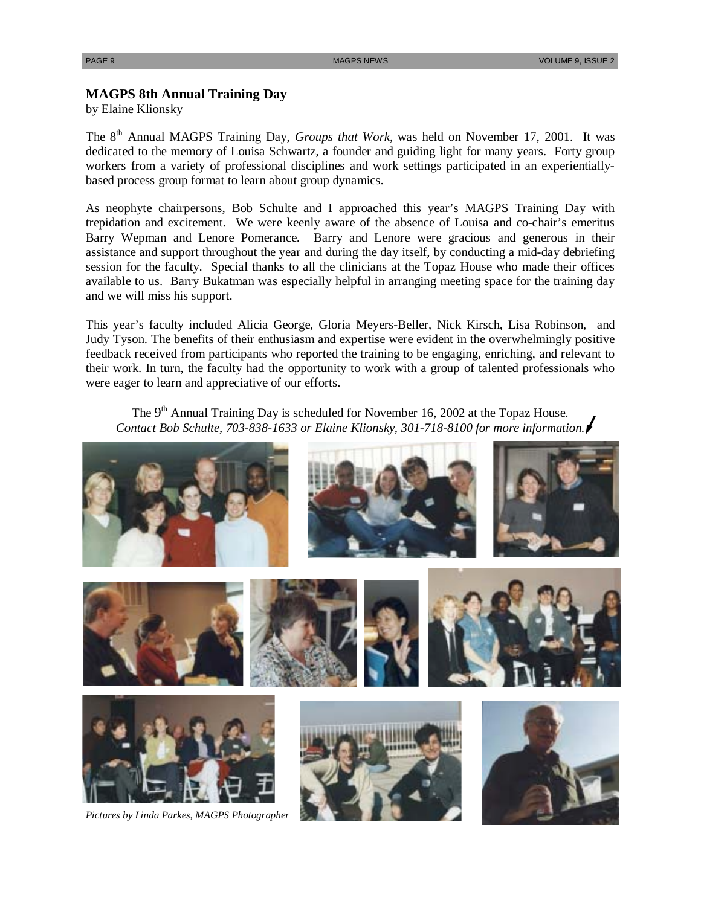## MAGPS 8th Annual Training Day

by Elaine Klionsky

The 8th Annual MAGPS Training Day, *Groups that Work*, was held on November 17, 2001. It was dedicated to the memory of Louisa Schwartz, a founder and guiding light for many years. Forty group workers from a variety of professional disciplines and work settings participated in an experientially-based process group format to learn about group dynamics.

As neophyte chairpersons, Bob Schulte and I approached this year's MAGPS Training Day with trepidation and excitement. We were keenly aware of the absence of Louisa and co-chair's emeritus Barry Wepman and Lenore Pomerance. Barry and Lenore were gracious and generous in their assistance and support throughout the year and during the day itself, by conducting a mid-day debriefing session for the faculty. Special thanks to all the clinicians at the Topaz House who made their offices available to us. Barry Bukatman was especially helpful in arranging meeting space for the training day and we will miss his support.

This year's faculty included Alicia George, Gloria Meyers-Beller, Nick Kirsch, Lisa Robinson, and Judy Tyson. The benefits of their enthusiasm and expertise were evident in the overwhelmingly positive feedback received from participants who reported the training to be engaging, enriching, and relevant to their work. In turn, the faculty had the opportunity to work with a group of talented professionals who were eager to learn and appreciative of our efforts.

The 9th Annual Training Day is scheduled for November 16, 2002 at the Topaz House.
*Contact Bob Schulte, 703-838-1633 or Elaine Klionsky, 301-718-8100 for more information.*

*Pictures by Linda Parkes, MAGPS Photographer*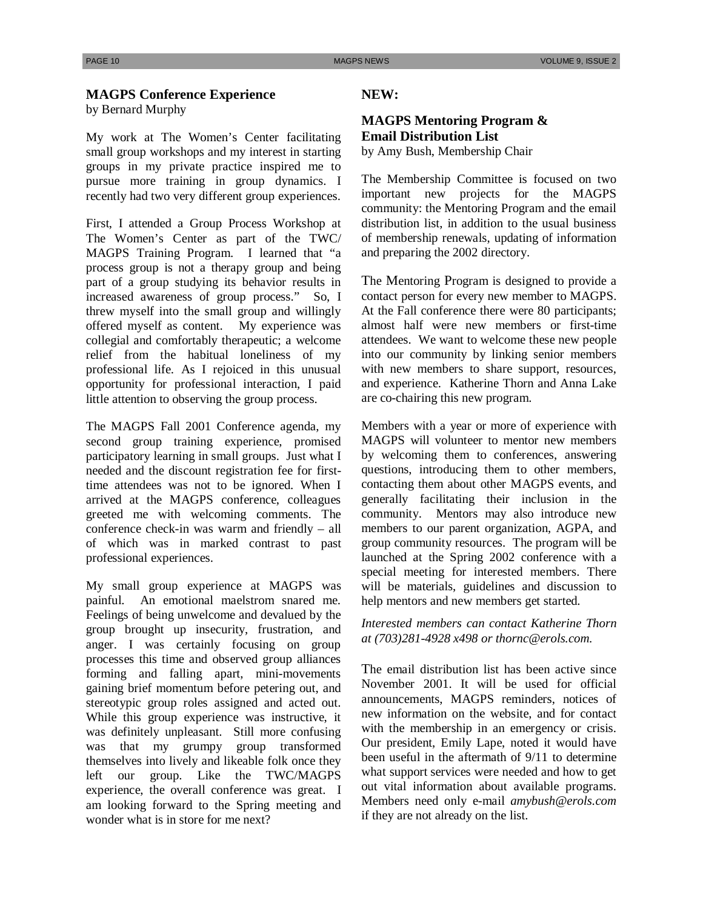## MAGPS Conference Experience

by Bernard Murphy

My work at The Women's Center facilitating small group workshops and my interest in starting groups in my private practice inspired me to pursue more training in group dynamics. I recently had two very different group experiences.

First, I attended a Group Process Workshop at The Women's Center as part of the TWC/ MAGPS Training Program. I learned that "a process group is not a therapy group and being part of a group studying its behavior results in increased awareness of group process." So, I threw myself into the small group and willingly offered myself as content. My experience was collegial and comfortably therapeutic; a welcome relief from the habitual loneliness of my professional life. As I rejoiced in this unusual opportunity for professional interaction, I paid little attention to observing the group process.

The MAGPS Fall 2001 Conference agenda, my second group training experience, promised participatory learning in small groups. Just what I needed and the discount registration fee for first-time attendees was not to be ignored. When I arrived at the MAGPS conference, colleagues greeted me with welcoming comments. The conference check-in was warm and friendly – all of which was in marked contrast to past professional experiences.

My small group experience at MAGPS was painful. An emotional maelstrom snared me. Feelings of being unwelcome and devalued by the group brought up insecurity, frustration, and anger. I was certainly focusing on group processes this time and observed group alliances forming and falling apart, mini-movements gaining brief momentum before petering out, and stereotypic group roles assigned and acted out. While this group experience was instructive, it was definitely unpleasant. Still more confusing was that my grumpy group transformed themselves into lively and likeable folk once they left our group. Like the TWC/MAGPS experience, the overall conference was great. I am looking forward to the Spring meeting and wonder what is in store for me next?

## NEW:

## MAGPS Mentoring Program & Email Distribution List

by Amy Bush, Membership Chair

The Membership Committee is focused on two important new projects for the MAGPS community: the Mentoring Program and the email distribution list, in addition to the usual business of membership renewals, updating of information and preparing the 2002 directory.

The Mentoring Program is designed to provide a contact person for every new member to MAGPS. At the Fall conference there were 80 participants; almost half were new members or first-time attendees. We want to welcome these new people into our community by linking senior members with new members to share support, resources, and experience. Katherine Thorn and Anna Lake are co-chairing this new program.

Members with a year or more of experience with MAGPS will volunteer to mentor new members by welcoming them to conferences, answering questions, introducing them to other members, contacting them about other MAGPS events, and generally facilitating their inclusion in the community. Mentors may also introduce new members to our parent organization, AGPA, and group community resources. The program will be launched at the Spring 2002 conference with a special meeting for interested members. There will be materials, guidelines and discussion to help mentors and new members get started.

*Interested members can contact Katherine Thorn at (703)281-4928 x498 or thornc@erols.com.*

The email distribution list has been active since November 2001. It will be used for official announcements, MAGPS reminders, notices of new information on the website, and for contact with the membership in an emergency or crisis. Our president, Emily Lape, noted it would have been useful in the aftermath of 9/11 to determine what support services were needed and how to get out vital information about available programs. Members need only e-mail *amybush@erols.com* if they are not already on the list.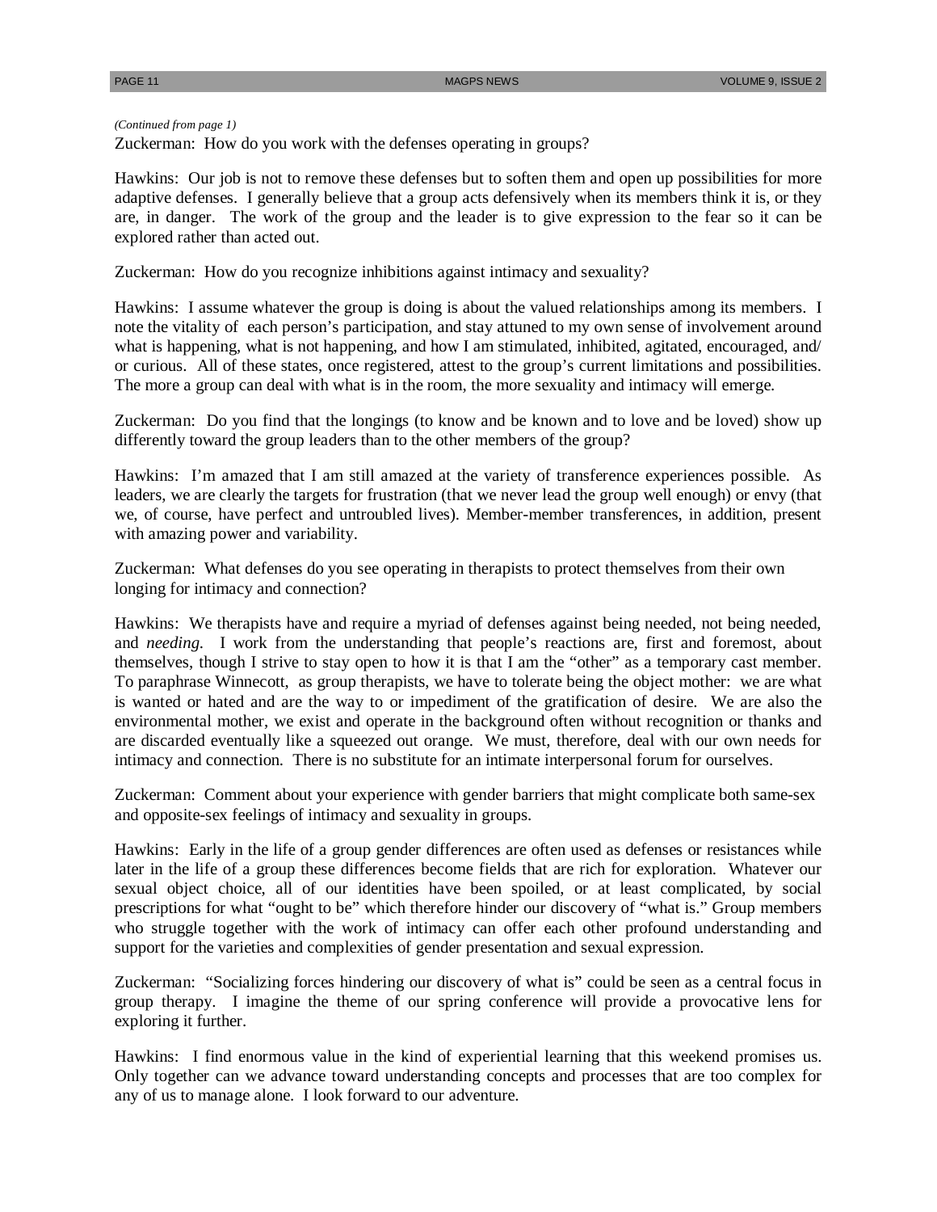*(Continued from page 1)*

Zuckerman: How do you work with the defenses operating in groups?

Hawkins: Our job is not to remove these defenses but to soften them and open up possibilities for more adaptive defenses. I generally believe that a group acts defensively when its members think it is, or they are, in danger. The work of the group and the leader is to give expression to the fear so it can be explored rather than acted out.

Zuckerman: How do you recognize inhibitions against intimacy and sexuality?

Hawkins: I assume whatever the group is doing is about the valued relationships among its members. I note the vitality of each person's participation, and stay attuned to my own sense of involvement around what is happening, what is not happening, and how I am stimulated, inhibited, agitated, encouraged, and/ or curious. All of these states, once registered, attest to the group's current limitations and possibilities. The more a group can deal with what is in the room, the more sexuality and intimacy will emerge.

Zuckerman: Do you find that the longings (to know and be known and to love and be loved) show up differently toward the group leaders than to the other members of the group?

Hawkins: I'm amazed that I am still amazed at the variety of transference experiences possible. As leaders, we are clearly the targets for frustration (that we never lead the group well enough) or envy (that we, of course, have perfect and untroubled lives). Member-member transferences, in addition, present with amazing power and variability.

Zuckerman: What defenses do you see operating in therapists to protect themselves from their own longing for intimacy and connection?

Hawkins: We therapists have and require a myriad of defenses against being needed, not being needed, and *needing*. I work from the understanding that people's reactions are, first and foremost, about themselves, though I strive to stay open to how it is that I am the "other" as a temporary cast member. To paraphrase Winnecott, as group therapists, we have to tolerate being the object mother: we are what is wanted or hated and are the way to or impediment of the gratification of desire. We are also the environmental mother, we exist and operate in the background often without recognition or thanks and are discarded eventually like a squeezed out orange. We must, therefore, deal with our own needs for intimacy and connection. There is no substitute for an intimate interpersonal forum for ourselves.

Zuckerman: Comment about your experience with gender barriers that might complicate both same-sex and opposite-sex feelings of intimacy and sexuality in groups.

Hawkins: Early in the life of a group gender differences are often used as defenses or resistances while later in the life of a group these differences become fields that are rich for exploration. Whatever our sexual object choice, all of our identities have been spoiled, or at least complicated, by social prescriptions for what "ought to be" which therefore hinder our discovery of "what is." Group members who struggle together with the work of intimacy can offer each other profound understanding and support for the varieties and complexities of gender presentation and sexual expression.

Zuckerman: "Socializing forces hindering our discovery of what is" could be seen as a central focus in group therapy. I imagine the theme of our spring conference will provide a provocative lens for exploring it further.

Hawkins: I find enormous value in the kind of experiential learning that this weekend promises us. Only together can we advance toward understanding concepts and processes that are too complex for any of us to manage alone. I look forward to our adventure.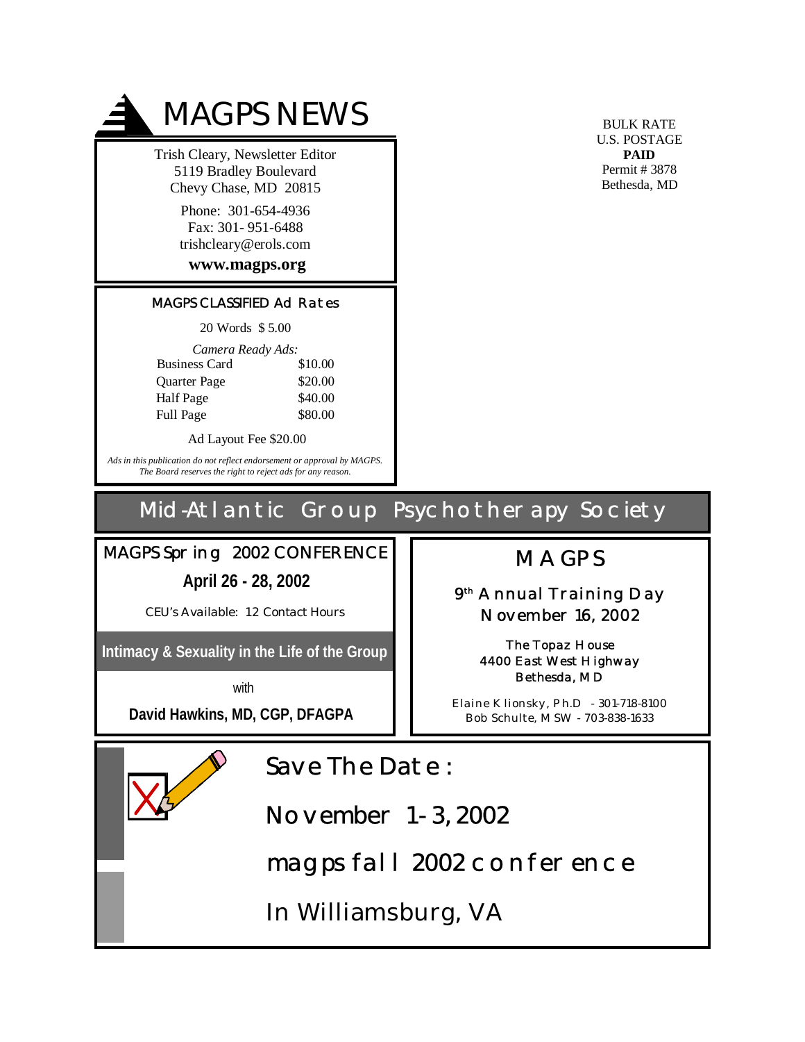# MAGPS NEWS

Trish Cleary, Newsletter Editor
5119 Bradley Boulevard
Chevy Chase, MD 20815

Phone: 301-654-4936
Fax: 301- 951-6488
trishcleary@erols.com

**www.magps.org**

BULK RATE
U.S. POSTAGE
**PAID**
Permit # 3878
Bethesda, MD

## MAGPS CLASSIFIED Ad Rates

20 Words $ 5.00

*Camera Ready Ads:*

| | |
|---|---|
| Business Card | $10.00 |
| Quarter Page | $20.00 |
| Half Page | $40.00 |
| Full Page | $80.00 |

Ad Layout Fee $20.00

*Ads in this publication do not reflect endorsement or approval by MAGPS. The Board reserves the right to reject ads for any reason.*

# Mid-Atlantic Group Psychotherapy Society

## MAGPS Spring 2002 CONFERENCE

**April 26 - 28, 2002**

CEU's Available: 12 Contact Hours

**Intimacy & Sexuality in the Life of the Group**

with

**David Hawkins, MD, CGP, DFAGPA**

## MAGPS

9th Annual Training Day
November 16, 2002

The Topaz House
4400 East West Highway
Bethesda, MD

Elaine Klionsky, Ph.D - 301-718-8100
Bob Schulte, MSW - 703-838-1633

## Save The Date:

November 1-3, 2002

magps fall 2002 conference

In Williamsburg, VA